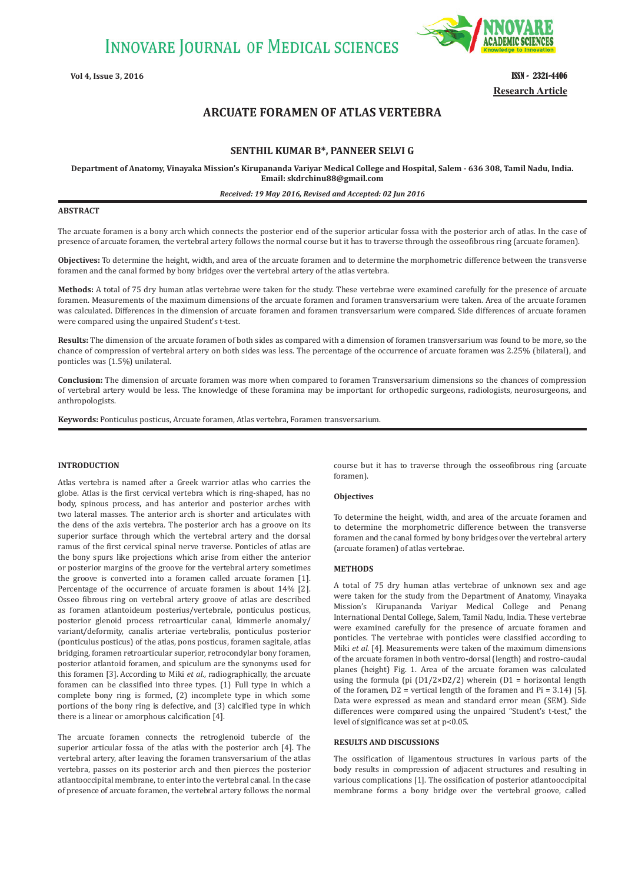# ARCUATE FORAMEN OF ATLAS VERTEBRA

**SENTHIL KUMAR B*, PANNEER SELVI G**

**Department of Anatomy, Vinayaka Mission's Kirupananda Variyar Medical College and Hospital, Salem - 636 308, Tamil Nadu, India. Email: skdrchinu88@gmail.com**

***Received: 19 May 2016, Revised and Accepted: 02 Jun 2016***

## ABSTRACT

The arcuate foramen is a bony arch which connects the posterior end of the superior articular fossa with the posterior arch of atlas. In the case of presence of arcuate foramen, the vertebral artery follows the normal course but it has to traverse through the osseofibrous ring (arcuate foramen).

**Objectives:** To determine the height, width, and area of the arcuate foramen and to determine the morphometric difference between the transverse foramen and the canal formed by bony bridges over the vertebral artery of the atlas vertebra.

**Methods:** A total of 75 dry human atlas vertebrae were taken for the study. These vertebrae were examined carefully for the presence of arcuate foramen. Measurements of the maximum dimensions of the arcuate foramen and foramen transversarium were taken. Area of the arcuate foramen was calculated. Differences in the dimension of arcuate foramen and foramen transversarium were compared. Side differences of arcuate foramen were compared using the unpaired Student's t-test.

**Results:** The dimension of the arcuate foramen of both sides as compared with a dimension of foramen transversarium was found to be more, so the chance of compression of vertebral artery on both sides was less. The percentage of the occurrence of arcuate foramen was 2.25% (bilateral), and ponticles was (1.5%) unilateral.

**Conclusion:** The dimension of arcuate foramen was more when compared to foramen Transversarium dimensions so the chances of compression of vertebral artery would be less. The knowledge of these foramina may be important for orthopedic surgeons, radiologists, neurosurgeons, and anthropologists.

**Keywords:** Ponticulus posticus, Arcuate foramen, Atlas vertebra, Foramen transversarium.

## INTRODUCTION

Atlas vertebra is named after a Greek warrior atlas who carries the globe. Atlas is the first cervical vertebra which is ring-shaped, has no body, spinous process, and has anterior and posterior arches with two lateral masses. The anterior arch is shorter and articulates with the dens of the axis vertebra. The posterior arch has a groove on its superior surface through which the vertebral artery and the dorsal ramus of the first cervical spinal nerve traverse. Ponticles of atlas are the bony spurs like projections which arise from either the anterior or posterior margins of the groove for the vertebral artery sometimes the groove is converted into a foramen called arcuate foramen [1]. Percentage of the occurrence of arcuate foramen is about 14% [2]. Osseo fibrous ring on vertebral artery groove of atlas are described as foramen atlantoideum posterius/vertebrale, ponticulus posticus, posterior glenoid process retroarticular canal, kimmerle anomaly/variant/deformity, canalis arteriae vertebralis, ponticulus posterior (ponticulus posticus) of the atlas, pons posticus, foramen sagitale, atlas bridging, foramen retroarticular superior, retrocondylar bony foramen, posterior atlantoid foramen, and spiculum are the synonyms used for this foramen [3]. According to Miki *et al*., radiographically, the arcuate foramen can be classified into three types. (1) Full type in which a complete bony ring is formed, (2) incomplete type in which some portions of the bony ring is defective, and (3) calcified type in which there is a linear or amorphous calcification [4].

The arcuate foramen connects the retroglenoid tubercle of the superior articular fossa of the atlas with the posterior arch [4]. The vertebral artery, after leaving the foramen transversarium of the atlas vertebra, passes on its posterior arch and then pierces the posterior atlantooccipital membrane, to enter into the vertebral canal. In the case of presence of arcuate foramen, the vertebral artery follows the normal course but it has to traverse through the osseofibrous ring (arcuate foramen).

### Objectives

To determine the height, width, and area of the arcuate foramen and to determine the morphometric difference between the transverse foramen and the canal formed by bony bridges over the vertebral artery (arcuate foramen) of atlas vertebrae.

## METHODS

A total of 75 dry human atlas vertebrae of unknown sex and age were taken for the study from the Department of Anatomy, Vinayaka Mission's Kirupananda Variyar Medical College and Penang International Dental College, Salem, Tamil Nadu, India. These vertebrae were examined carefully for the presence of arcuate foramen and ponticles. The vertebrae with ponticles were classified according to Miki *et al*. [4]. Measurements were taken of the maximum dimensions of the arcuate foramen in both ventro-dorsal (length) and rostro-caudal planes (height) Fig. 1. Area of the arcuate foramen was calculated using the formula (pi $(D1/2 \times D2/2)$ wherein (D1 = horizontal length of the foramen, D2 = vertical length of the foramen and Pi = 3.14) [5]. Data were expressed as mean and standard error mean (SEM). Side differences were compared using the unpaired "Student's t-test," the level of significance was set at $p<0.05$.

## RESULTS AND DISCUSSIONS

The ossification of ligamentous structures in various parts of the body results in compression of adjacent structures and resulting in various complications [1]. The ossification of posterior atlantooccipital membrane forms a bony bridge over the vertebral groove, called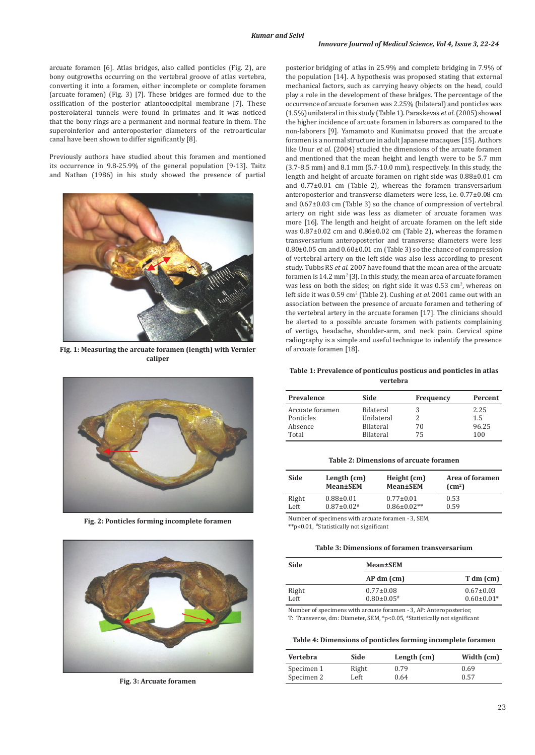arcuate foramen [6]. Atlas bridges, also called ponticles (Fig. 2), are bony outgrowths occurring on the vertebral groove of atlas vertebra, converting it into a foramen, either incomplete or complete foramen (arcuate foramen) (Fig. 3) [7]. These bridges are formed due to the ossification of the posterior atlantooccipital membrane [7]. These posterolateral tunnels were found in primates and it was noticed that the bony rings are a permanent and normal feature in them. The superoinferior and anteroposterior diameters of the retroarticular canal have been shown to differ significantly [8].

Previously authors have studied about this foramen and mentioned its occurrence in 9.8-25.9% of the general population [9-13]. Taitz and Nathan (1986) in his study showed the presence of partial posterior bridging of atlas in 25.9% and complete bridging in 7.9% of the population [14]. A hypothesis was proposed stating that external mechanical factors, such as carrying heavy objects on the head, could play a role in the development of these bridges. The percentage of the occurrence of arcuate foramen was 2.25% (bilateral) and ponticles was (1.5%) unilateral in this study (Table 1). Paraskevas *et al*. (2005) showed the higher incidence of arcuate foramen in laborers as compared to the non-laborers [9]. Yamamoto and Kunimatsu proved that the arcuate foramen is a normal structure in adult Japanese macaques [15]. Authors like Unur *et al*. (2004) studied the dimensions of the arcuate foramen and mentioned that the mean height and length were to be 5.7 mm (3.7-8.5 mm) and 8.1 mm (5.7-10.0 mm), respectively. In this study, the length and height of arcuate foramen on right side was 0.88±0.01 cm and 0.77±0.01 cm (Table 2), whereas the foramen transversarium anteroposterior and transverse diameters were less, i.e. 0.77±0.08 cm and 0.67±0.03 cm (Table 3) so the chance of compression of vertebral artery on right side was less as diameter of arcuate foramen was more [16]. The length and height of arcuate foramen on the left side was 0.87±0.02 cm and 0.86±0.02 cm (Table 2), whereas the foramen transversarium anteroposterior and transverse diameters were less 0.80±0.05 cm and 0.60±0.01 cm (Table 3) so the chance of compression of vertebral artery on the left side was also less according to present study. Tubbs RS *et al*. 2007 have found that the mean area of the arcuate foramen is 14.2 mm$^2$ [3]. In this study, the mean area of arcuate foramen was less on both the sides; on right side it was 0.53 cm$^2$, whereas on left side it was 0.59 cm$^2$ (Table 2). Cushing *et al*. 2001 came out with an association between the presence of arcuate foramen and tethering of the vertebral artery in the arcuate foramen [17]. The clinicians should be alerted to a possible arcuate foramen with patients complaining of vertigo, headache, shoulder-arm, and neck pain. Cervical spine radiography is a simple and useful technique to indentify the presence of arcuate foramen [18].

**Fig. 1: Measuring the arcuate foramen (length) with Vernier caliper**

**Fig. 2: Ponticles forming incomplete foramen**

**Fig. 3: Arcuate foramen**

**Table 1: Prevalence of ponticulus posticus and ponticles in atlas vertebra**

| Prevalence | Side | Frequency | Percent |
|---|---|---|---|
| Arcuate foramen | Bilateral | 3 | 2.25 |
| Ponticles | Unilateral | 2 | 1.5 |
| Absence | Bilateral | 70 | 96.25 |
| Total | Bilateral | 75 | 100 |

**Table 2: Dimensions of arcuate foramen**

| Side | Length (cm) Mean±SEM | Height (cm) Mean±SEM | Area of foramen (cm$^2$) |
|---|---|---|---|
| Right | 0.88±0.01 | 0.77±0.01 | 0.53 |
| Left | 0.87±0.02$^{\#}$ | 0.86±0.02** | 0.59 |

Number of specimens with arcuate foramen - 3, SEM, **$p<0.01$, $^{\#}$Statistically not significant

**Table 3: Dimensions of foramen transversarium**

| Side | Mean±SEM | |
|---|---|---|
| | AP dm (cm) | T dm (cm) |
| Right | 0.77±0.08 | 0.67±0.03 |
| Left | 0.80±0.05$^{\#}$ | 0.60±0.01* |

Number of specimens with arcuate foramen - 3, AP: Anteroposterior, T: Transverse, dm: Diameter, SEM, *$p<0.05$, $^{\#}$Statistically not significant

**Table 4: Dimensions of ponticles forming incomplete foramen**

| Vertebra | Side | Length (cm) | Width (cm) |
|---|---|---|---|
| Specimen 1 | Right | 0.79 | 0.69 |
| Specimen 2 | Left | 0.64 | 0.57 |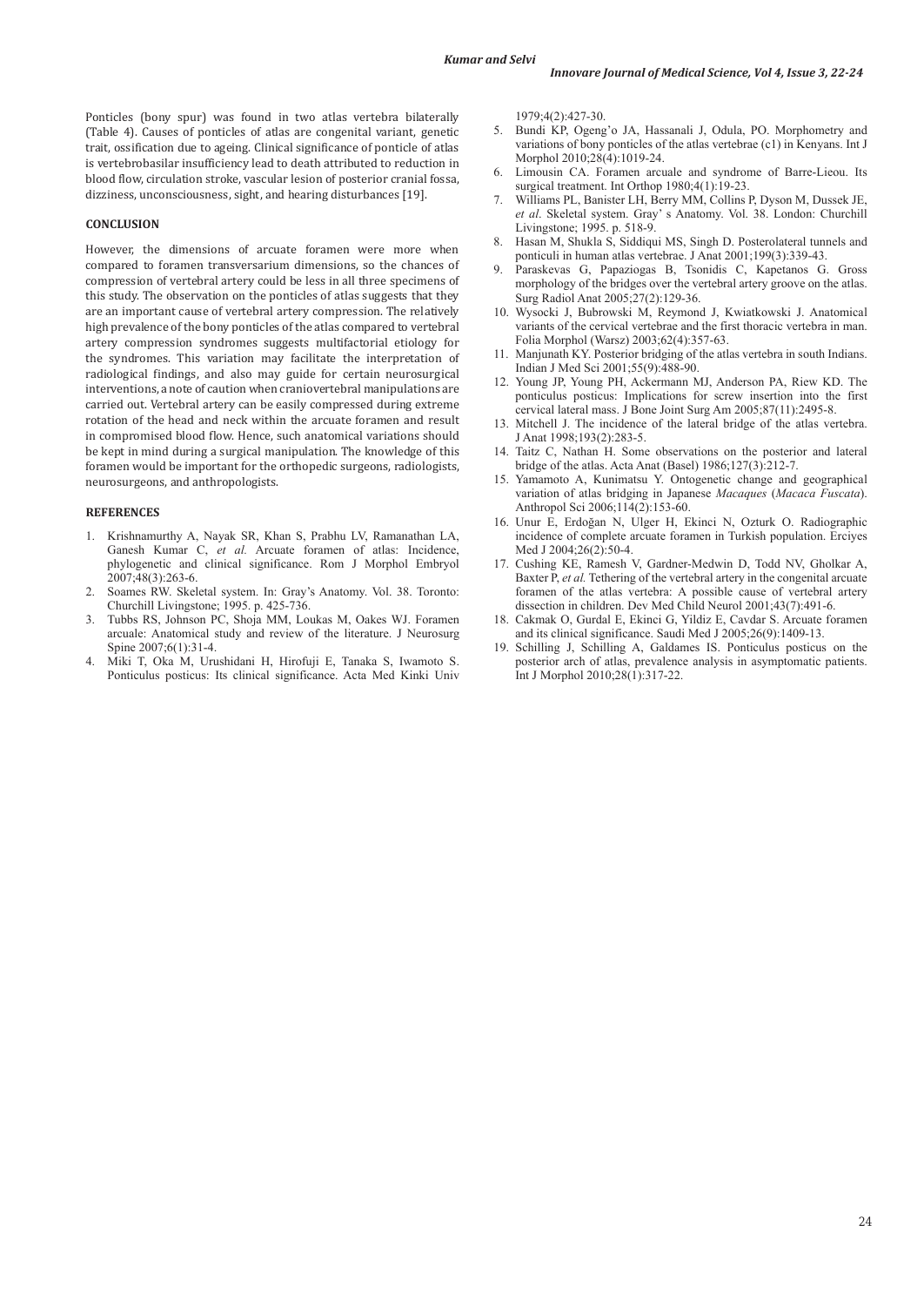Ponticles (bony spur) was found in two atlas vertebra bilaterally (Table 4). Causes of ponticles of atlas are congenital variant, genetic trait, ossification due to ageing. Clinical significance of ponticle of atlas is vertebrobasilar insufficiency lead to death attributed to reduction in blood flow, circulation stroke, vascular lesion of posterior cranial fossa, dizziness, unconsciousness, sight, and hearing disturbances [19].

## CONCLUSION

However, the dimensions of arcuate foramen were more when compared to foramen transversarium dimensions, so the chances of compression of vertebral artery could be less in all three specimens of this study. The observation on the ponticles of atlas suggests that they are an important cause of vertebral artery compression. The relatively high prevalence of the bony ponticles of the atlas compared to vertebral artery compression syndromes suggests multifactorial etiology for the syndromes. This variation may facilitate the interpretation of radiological findings, and also may guide for certain neurosurgical interventions, a note of caution when craniovertebral manipulations are carried out. Vertebral artery can be easily compressed during extreme rotation of the head and neck within the arcuate foramen and result in compromised blood flow. Hence, such anatomical variations should be kept in mind during a surgical manipulation. The knowledge of this foramen would be important for the orthopedic surgeons, radiologists, neurosurgeons, and anthropologists.

## REFERENCES

1. Krishnamurthy A, Nayak SR, Khan S, Prabhu LV, Ramanathan LA, Ganesh Kumar C, *et al.* Arcuate foramen of atlas: Incidence, phylogenetic and clinical significance. Rom J Morphol Embryol 2007;48(3):263-6.
2. Soames RW. Skeletal system. In: Gray's Anatomy. Vol. 38. Toronto: Churchill Livingstone; 1995. p. 425-736.
3. Tubbs RS, Johnson PC, Shoja MM, Loukas M, Oakes WJ. Foramen arcuale: Anatomical study and review of the literature. J Neurosurg Spine 2007;6(1):31-4.
4. Miki T, Oka M, Urushidani H, Hirofuji E, Tanaka S, Iwamoto S. Ponticulus posticus: Its clinical significance. Acta Med Kinki Univ 1979;4(2):427-30.
5. Bundi KP, Ogeng'o JA, Hassanali J, Odula, PO. Morphometry and variations of bony ponticles of the atlas vertebrae (c1) in Kenyans. Int J Morphol 2010;28(4):1019-24.
6. Limousin CA. Foramen arcuale and syndrome of Barre-Lieou. Its surgical treatment. Int Orthop 1980;4(1):19-23.
7. Williams PL, Banister LH, Berry MM, Collins P, Dyson M, Dussek JE, *et al*. Skeletal system. Gray' s Anatomy. Vol. 38. London: Churchill Livingstone; 1995. p. 518-9.
8. Hasan M, Shukla S, Siddiqui MS, Singh D. Posterolateral tunnels and ponticuli in human atlas vertebrae. J Anat 2001;199(3):339-43.
9. Paraskevas G, Papaziogas B, Tsonidis C, Kapetanos G. Gross morphology of the bridges over the vertebral artery groove on the atlas. Surg Radiol Anat 2005;27(2):129-36.
10. Wysocki J, Bubrowski M, Reymond J, Kwiatkowski J. Anatomical variants of the cervical vertebrae and the first thoracic vertebra in man. Folia Morphol (Warsz) 2003;62(4):357-63.
11. Manjunath KY. Posterior bridging of the atlas vertebra in south Indians. Indian J Med Sci 2001;55(9):488-90.
12. Young JP, Young PH, Ackermann MJ, Anderson PA, Riew KD. The ponticulus posticus: Implications for screw insertion into the first cervical lateral mass. J Bone Joint Surg Am 2005;87(11):2495-8.
13. Mitchell J. The incidence of the lateral bridge of the atlas vertebra. J Anat 1998;193(2):283-5.
14. Taitz C, Nathan H. Some observations on the posterior and lateral bridge of the atlas. Acta Anat (Basel) 1986;127(3):212-7.
15. Yamamoto A, Kunimatsu Y. Ontogenetic change and geographical variation of atlas bridging in Japanese *Macaques* (*Macaca Fuscata*). Anthropol Sci 2006;114(2):153-60.
16. Unur E, Erdoğan N, Ulger H, Ekinci N, Ozturk O. Radiographic incidence of complete arcuate foramen in Turkish population. Erciyes Med J 2004;26(2):50-4.
17. Cushing KE, Ramesh V, Gardner-Medwin D, Todd NV, Gholkar A, Baxter P, *et al.* Tethering of the vertebral artery in the congenital arcuate foramen of the atlas vertebra: A possible cause of vertebral artery dissection in children. Dev Med Child Neurol 2001;43(7):491-6.
18. Cakmak O, Gurdal E, Ekinci G, Yildiz E, Cavdar S. Arcuate foramen and its clinical significance. Saudi Med J 2005;26(9):1409-13.
19. Schilling J, Schilling A, Galdames IS. Ponticulus posticus on the posterior arch of atlas, prevalence analysis in asymptomatic patients. Int J Morphol 2010;28(1):317-22.